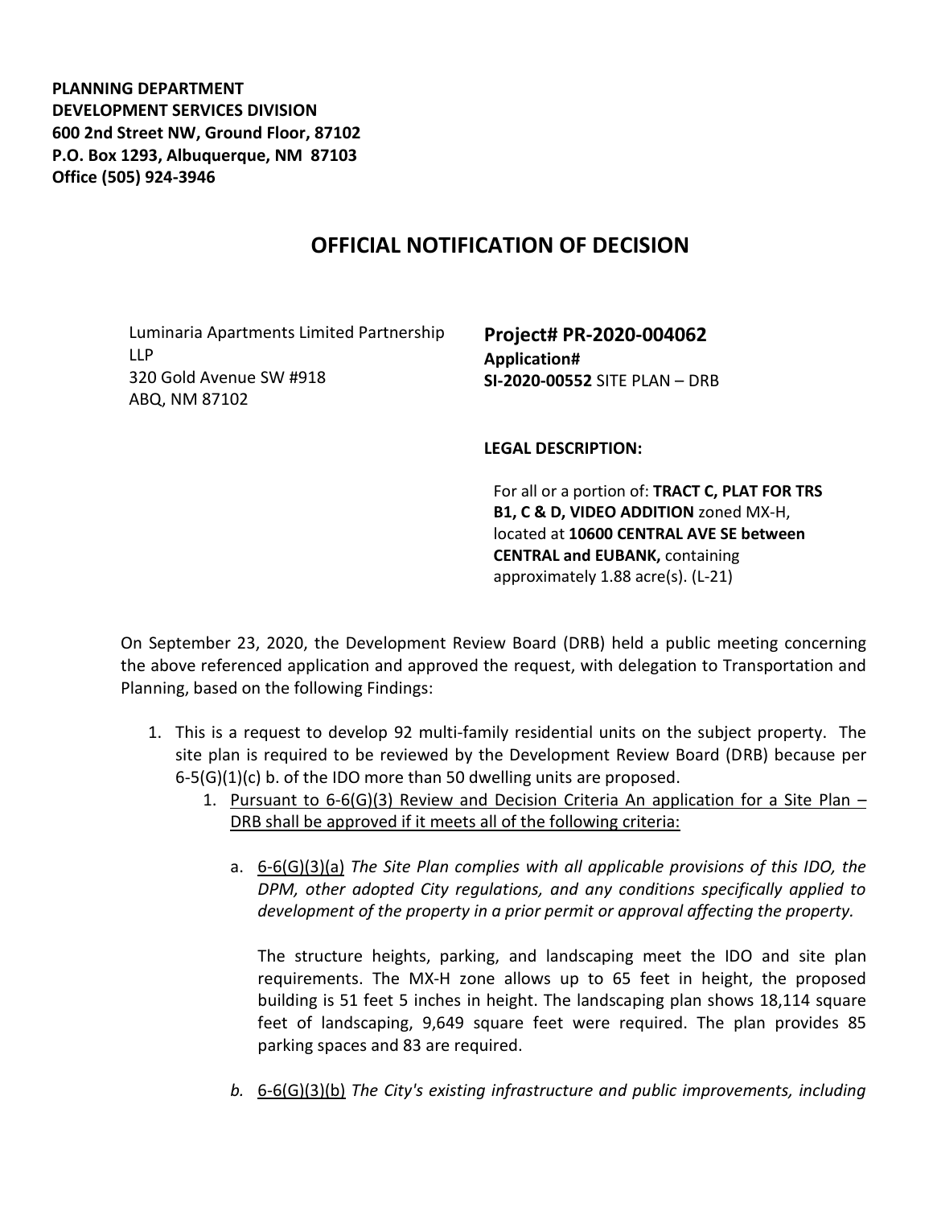**PLANNING DEPARTMENT**
**DEVELOPMENT SERVICES DIVISION**
**600 2nd Street NW, Ground Floor, 87102**
**P.O. Box 1293, Albuquerque, NM 87103**
**Office (505) 924-3946**

# OFFICIAL NOTIFICATION OF DECISION

Luminaria Apartments Limited Partnership LLP
320 Gold Avenue SW #918
ABQ, NM 87102

**Project# PR-2020-004062**
**Application#**
**SI-2020-00552** SITE PLAN – DRB

**LEGAL DESCRIPTION:**

For all or a portion of: **TRACT C, PLAT FOR TRS B1, C & D, VIDEO ADDITION** zoned MX-H, located at **10600 CENTRAL AVE SE between CENTRAL and EUBANK,** containing approximately 1.88 acre(s). (L-21)

On September 23, 2020, the Development Review Board (DRB) held a public meeting concerning the above referenced application and approved the request, with delegation to Transportation and Planning, based on the following Findings:

1. This is a request to develop 92 multi-family residential units on the subject property. The site plan is required to be reviewed by the Development Review Board (DRB) because per 6-5(G)(1)(c) b. of the IDO more than 50 dwelling units are proposed.
    1. Pursuant to 6-6(G)(3) Review and Decision Criteria An application for a Site Plan – DRB shall be approved if it meets all of the following criteria:

        a. 6-6(G)(3)(a) *The Site Plan complies with all applicable provisions of this IDO, the DPM, other adopted City regulations, and any conditions specifically applied to development of the property in a prior permit or approval affecting the property.*

        The structure heights, parking, and landscaping meet the IDO and site plan requirements. The MX-H zone allows up to 65 feet in height, the proposed building is 51 feet 5 inches in height. The landscaping plan shows 18,114 square feet of landscaping, 9,649 square feet were required. The plan provides 85 parking spaces and 83 are required.

        *b.* 6-6(G)(3)(b) *The City's existing infrastructure and public improvements, including*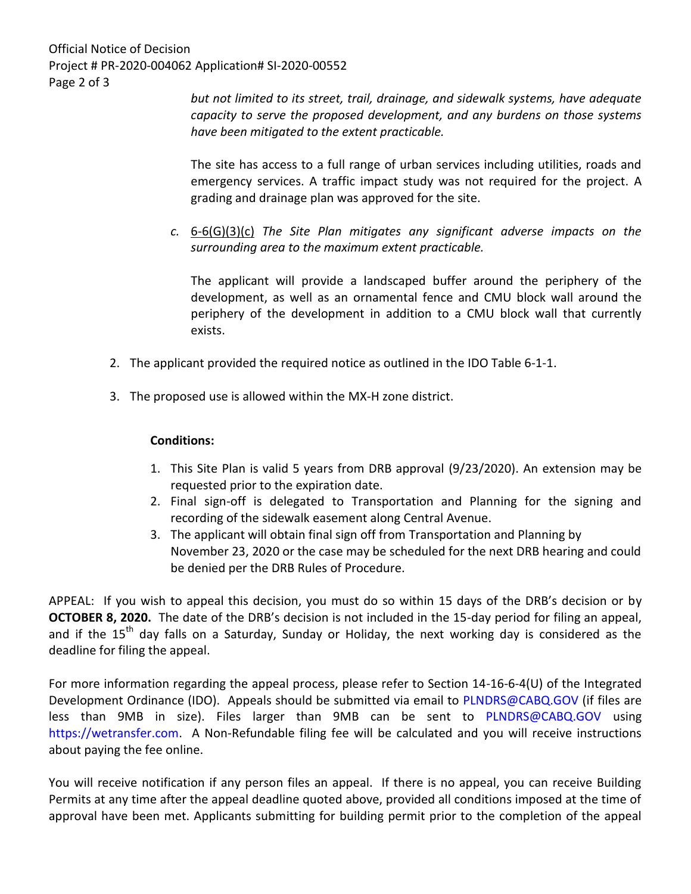*but not limited to its street, trail, drainage, and sidewalk systems, have adequate capacity to serve the proposed development, and any burdens on those systems have been mitigated to the extent practicable.*

The site has access to a full range of urban services including utilities, roads and emergency services. A traffic impact study was not required for the project. A grading and drainage plan was approved for the site.

*c.* 6-6(G)(3)(c) *The Site Plan mitigates any significant adverse impacts on the surrounding area to the maximum extent practicable.*

The applicant will provide a landscaped buffer around the periphery of the development, as well as an ornamental fence and CMU block wall around the periphery of the development in addition to a CMU block wall that currently exists.

2. The applicant provided the required notice as outlined in the IDO Table 6-1-1.

3. The proposed use is allowed within the MX-H zone district.

**Conditions:**

1. This Site Plan is valid 5 years from DRB approval (9/23/2020). An extension may be requested prior to the expiration date.
2. Final sign-off is delegated to Transportation and Planning for the signing and recording of the sidewalk easement along Central Avenue.
3. The applicant will obtain final sign off from Transportation and Planning by November 23, 2020 or the case may be scheduled for the next DRB hearing and could be denied per the DRB Rules of Procedure.

APPEAL: If you wish to appeal this decision, you must do so within 15 days of the DRB's decision or by **OCTOBER 8, 2020.** The date of the DRB's decision is not included in the 15-day period for filing an appeal, and if the 15th day falls on a Saturday, Sunday or Holiday, the next working day is considered as the deadline for filing the appeal.

For more information regarding the appeal process, please refer to Section 14-16-6-4(U) of the Integrated Development Ordinance (IDO). Appeals should be submitted via email to PLNDRS@CABQ.GOV (if files are less than 9MB in size). Files larger than 9MB can be sent to PLNDRS@CABQ.GOV using https://wetransfer.com. A Non-Refundable filing fee will be calculated and you will receive instructions about paying the fee online.

You will receive notification if any person files an appeal. If there is no appeal, you can receive Building Permits at any time after the appeal deadline quoted above, provided all conditions imposed at the time of approval have been met. Applicants submitting for building permit prior to the completion of the appeal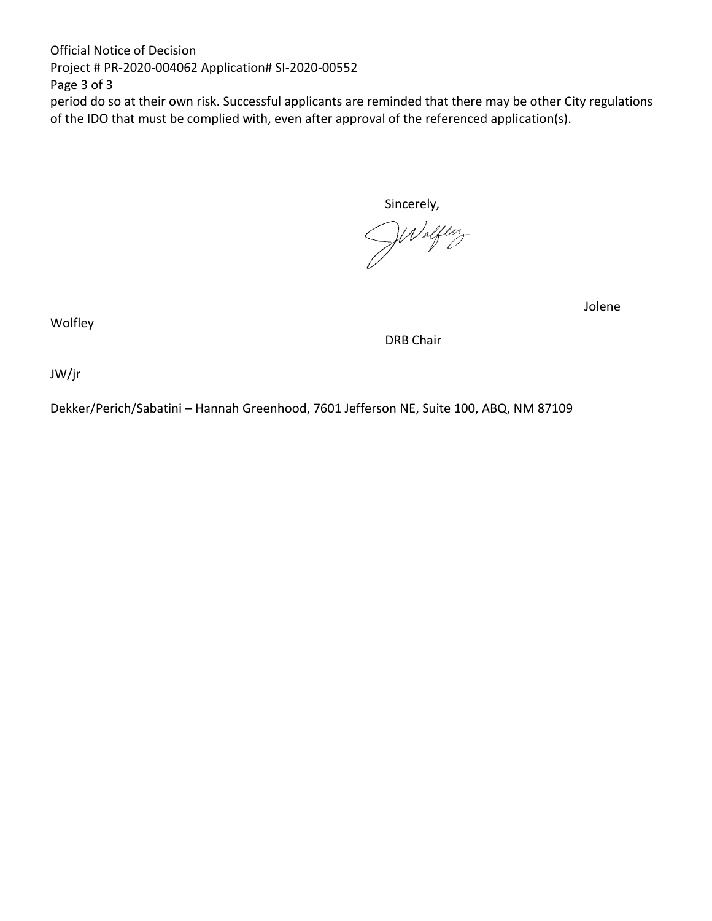period do so at their own risk. Successful applicants are reminded that there may be other City regulations of the IDO that must be complied with, even after approval of the referenced application(s).

Sincerely,

Jolene Wolfley

DRB Chair

JW/jr

Dekker/Perich/Sabatini – Hannah Greenhood, 7601 Jefferson NE, Suite 100, ABQ, NM 87109